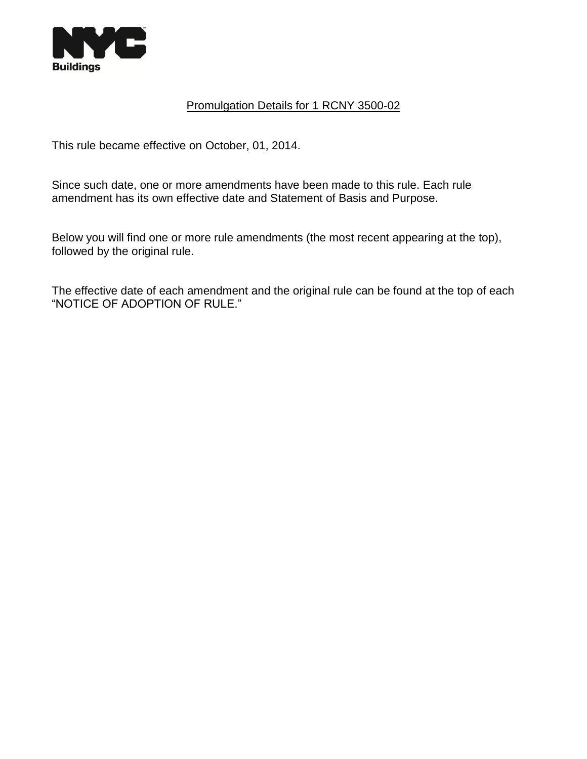NYC Buildings

<u>Promulgation Details for 1 RCNY 3500-02</u>

This rule became effective on October, 01, 2014.

Since such date, one or more amendments have been made to this rule. Each rule amendment has its own effective date and Statement of Basis and Purpose.

Below you will find one or more rule amendments (the most recent appearing at the top), followed by the original rule.

The effective date of each amendment and the original rule can be found at the top of each "NOTICE OF ADOPTION OF RULE."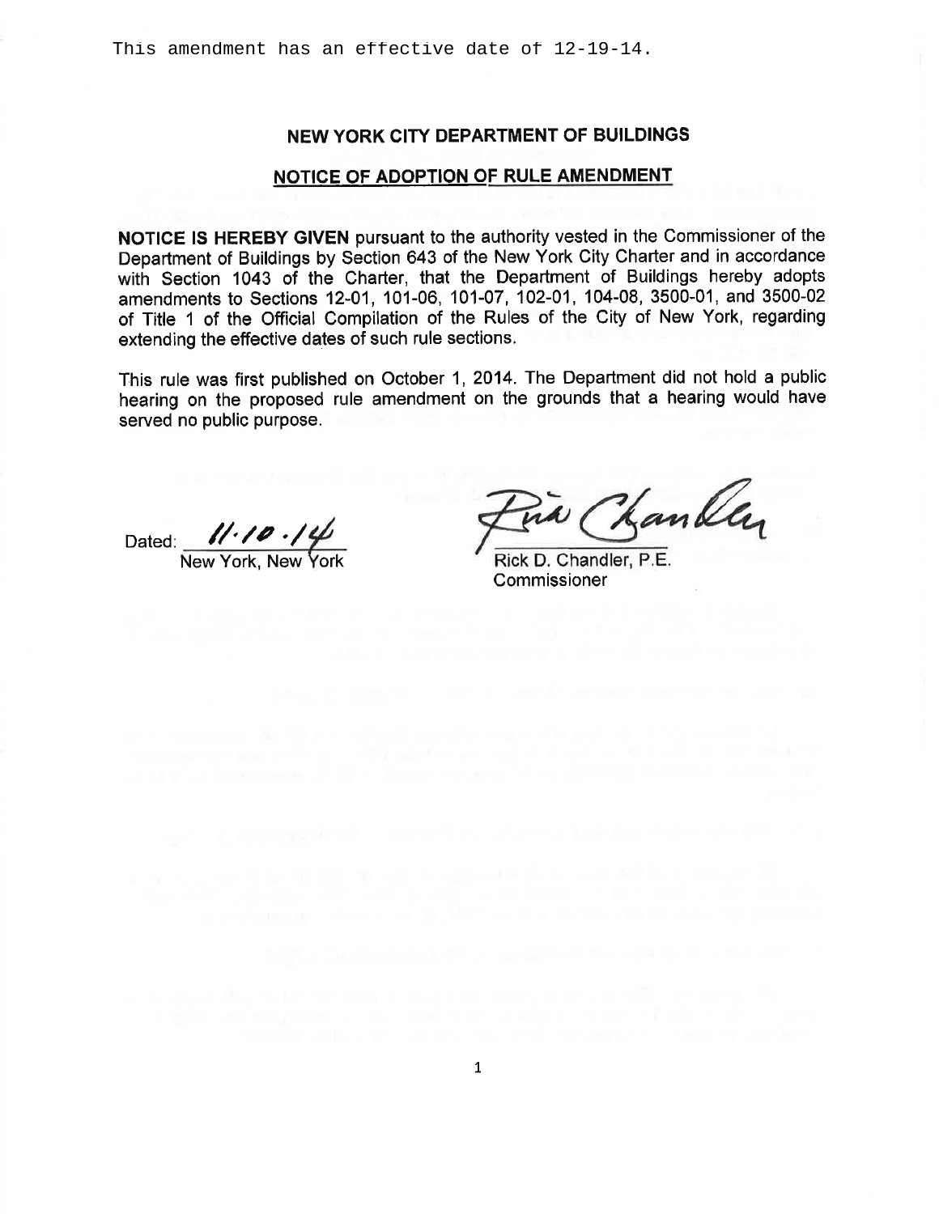This amendment has an effective date of 12-19-14.

## NEW YORK CITY DEPARTMENT OF BUILDINGS

## NOTICE OF ADOPTION OF RULE AMENDMENT

**NOTICE IS HEREBY GIVEN** pursuant to the authority vested in the Commissioner of the Department of Buildings by Section 643 of the New York City Charter and in accordance with Section 1043 of the Charter, that the Department of Buildings hereby adopts amendments to Sections 12-01, 101-06, 101-07, 102-01, 104-08, 3500-01, and 3500-02 of Title 1 of the Official Compilation of the Rules of the City of New York, regarding extending the effective dates of such rule sections.

This rule was first published on October 1, 2014. The Department did not hold a public hearing on the proposed rule amendment on the grounds that a hearing would have served no public purpose.

Dated: 11.10.14
New York, New York

Rick D. Chandler, P.E.
Commissioner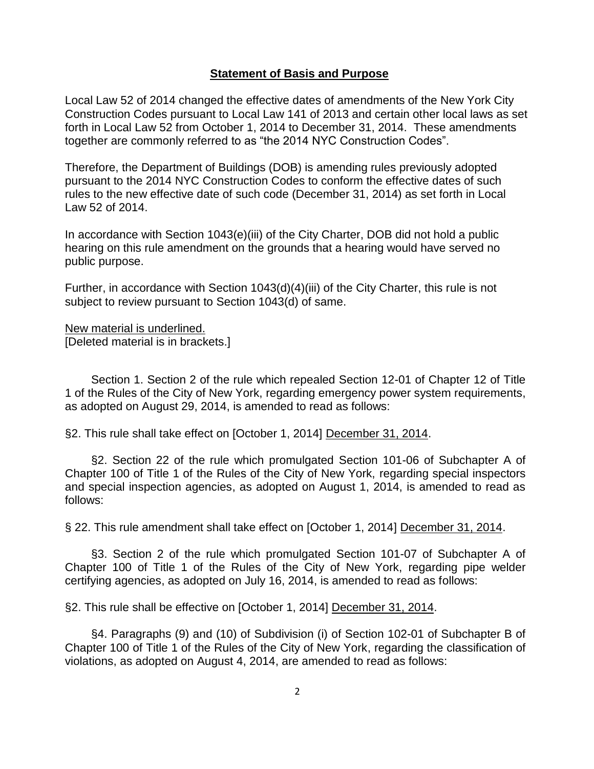## **Statement of Basis and Purpose**

Local Law 52 of 2014 changed the effective dates of amendments of the New York City Construction Codes pursuant to Local Law 141 of 2013 and certain other local laws as set forth in Local Law 52 from October 1, 2014 to December 31, 2014. These amendments together are commonly referred to as "the 2014 NYC Construction Codes".

Therefore, the Department of Buildings (DOB) is amending rules previously adopted pursuant to the 2014 NYC Construction Codes to conform the effective dates of such rules to the new effective date of such code (December 31, 2014) as set forth in Local Law 52 of 2014.

In accordance with Section 1043(e)(iii) of the City Charter, DOB did not hold a public hearing on this rule amendment on the grounds that a hearing would have served no public purpose.

Further, in accordance with Section 1043(d)(4)(iii) of the City Charter, this rule is not subject to review pursuant to Section 1043(d) of same.

<u>New material is underlined.</u>
[Deleted material is in brackets.]

Section 1. Section 2 of the rule which repealed Section 12-01 of Chapter 12 of Title 1 of the Rules of the City of New York, regarding emergency power system requirements, as adopted on August 29, 2014, is amended to read as follows:

§2. This rule shall take effect on [October 1, 2014] <u>December 31, 2014</u>.

§2. Section 22 of the rule which promulgated Section 101-06 of Subchapter A of Chapter 100 of Title 1 of the Rules of the City of New York, regarding special inspectors and special inspection agencies, as adopted on August 1, 2014, is amended to read as follows:

§ 22. This rule amendment shall take effect on [October 1, 2014] <u>December 31, 2014</u>.

§3. Section 2 of the rule which promulgated Section 101-07 of Subchapter A of Chapter 100 of Title 1 of the Rules of the City of New York, regarding pipe welder certifying agencies, as adopted on July 16, 2014, is amended to read as follows:

§2. This rule shall be effective on [October 1, 2014] <u>December 31, 2014</u>.

§4. Paragraphs (9) and (10) of Subdivision (i) of Section 102-01 of Subchapter B of Chapter 100 of Title 1 of the Rules of the City of New York, regarding the classification of violations, as adopted on August 4, 2014, are amended to read as follows: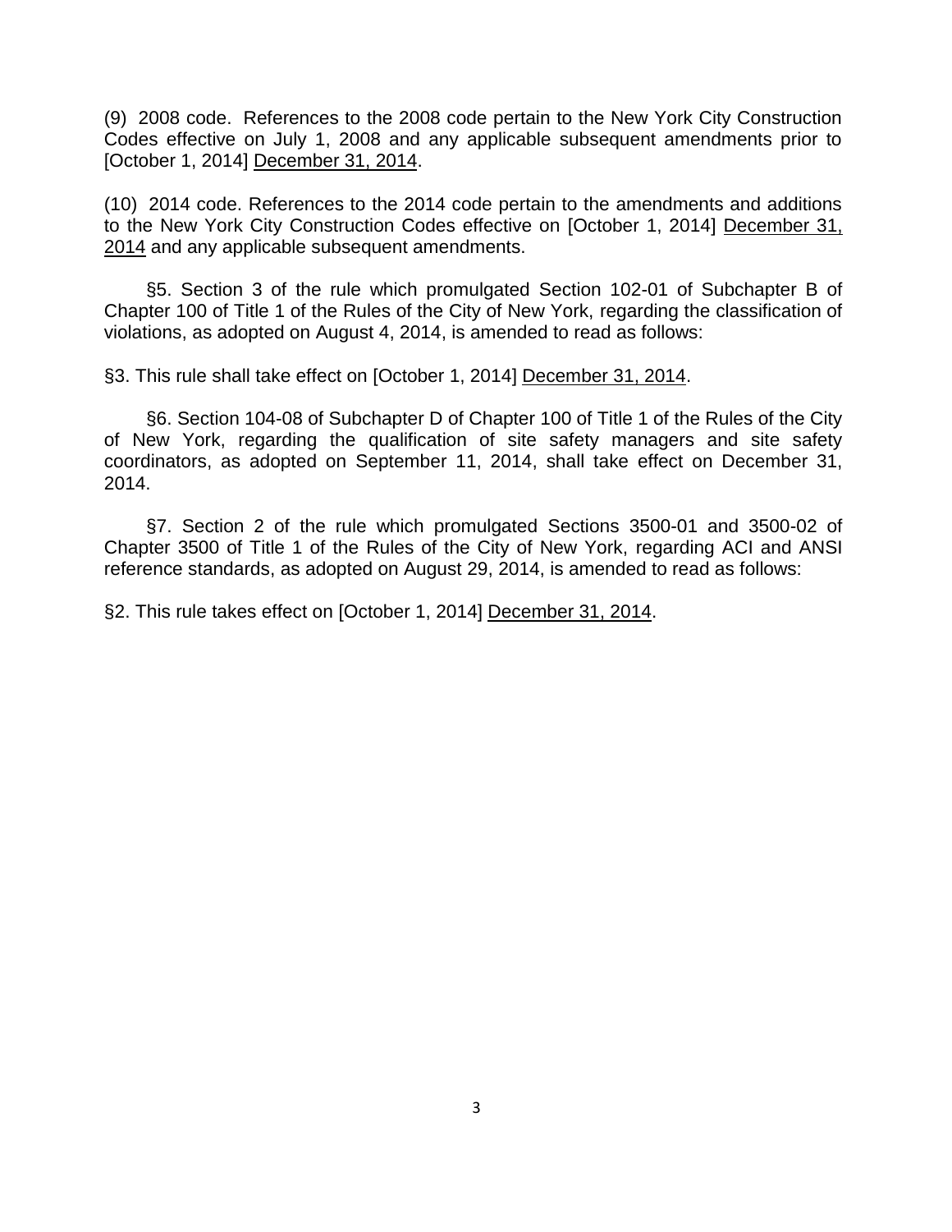(9) 2008 code. References to the 2008 code pertain to the New York City Construction Codes effective on July 1, 2008 and any applicable subsequent amendments prior to [October 1, 2014] <u>December 31, 2014</u>.

(10) 2014 code. References to the 2014 code pertain to the amendments and additions to the New York City Construction Codes effective on [October 1, 2014] <u>December 31, 2014</u> and any applicable subsequent amendments.

§5. Section 3 of the rule which promulgated Section 102-01 of Subchapter B of Chapter 100 of Title 1 of the Rules of the City of New York, regarding the classification of violations, as adopted on August 4, 2014, is amended to read as follows:

§3. This rule shall take effect on [October 1, 2014] <u>December 31, 2014</u>.

§6. Section 104-08 of Subchapter D of Chapter 100 of Title 1 of the Rules of the City of New York, regarding the qualification of site safety managers and site safety coordinators, as adopted on September 11, 2014, shall take effect on December 31, 2014.

§7. Section 2 of the rule which promulgated Sections 3500-01 and 3500-02 of Chapter 3500 of Title 1 of the Rules of the City of New York, regarding ACI and ANSI reference standards, as adopted on August 29, 2014, is amended to read as follows:

§2. This rule takes effect on [October 1, 2014] <u>December 31, 2014</u>.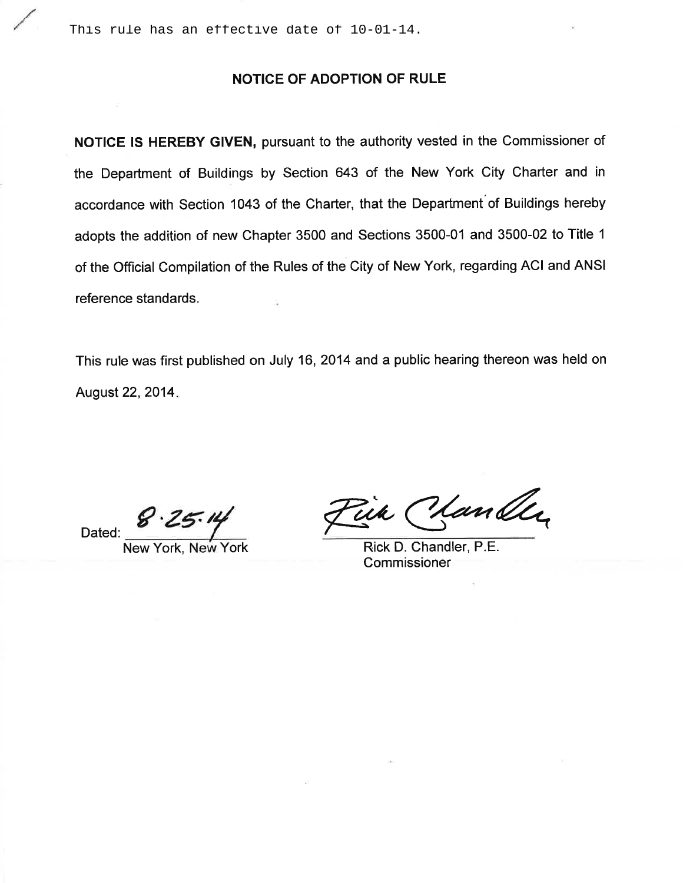This rule has an effective date of 10-01-14.

## NOTICE OF ADOPTION OF RULE

**NOTICE IS HEREBY GIVEN,** pursuant to the authority vested in the Commissioner of the Department of Buildings by Section 643 of the New York City Charter and in accordance with Section 1043 of the Charter, that the Department of Buildings hereby adopts the addition of new Chapter 3500 and Sections 3500-01 and 3500-02 to Title 1 of the Official Compilation of the Rules of the City of New York, regarding ACI and ANSI reference standards.

This rule was first published on July 16, 2014 and a public hearing thereon was held on August 22, 2014.

Dated: 8·25·14
New York, New York

Rick D. Chandler, P.E.
Commissioner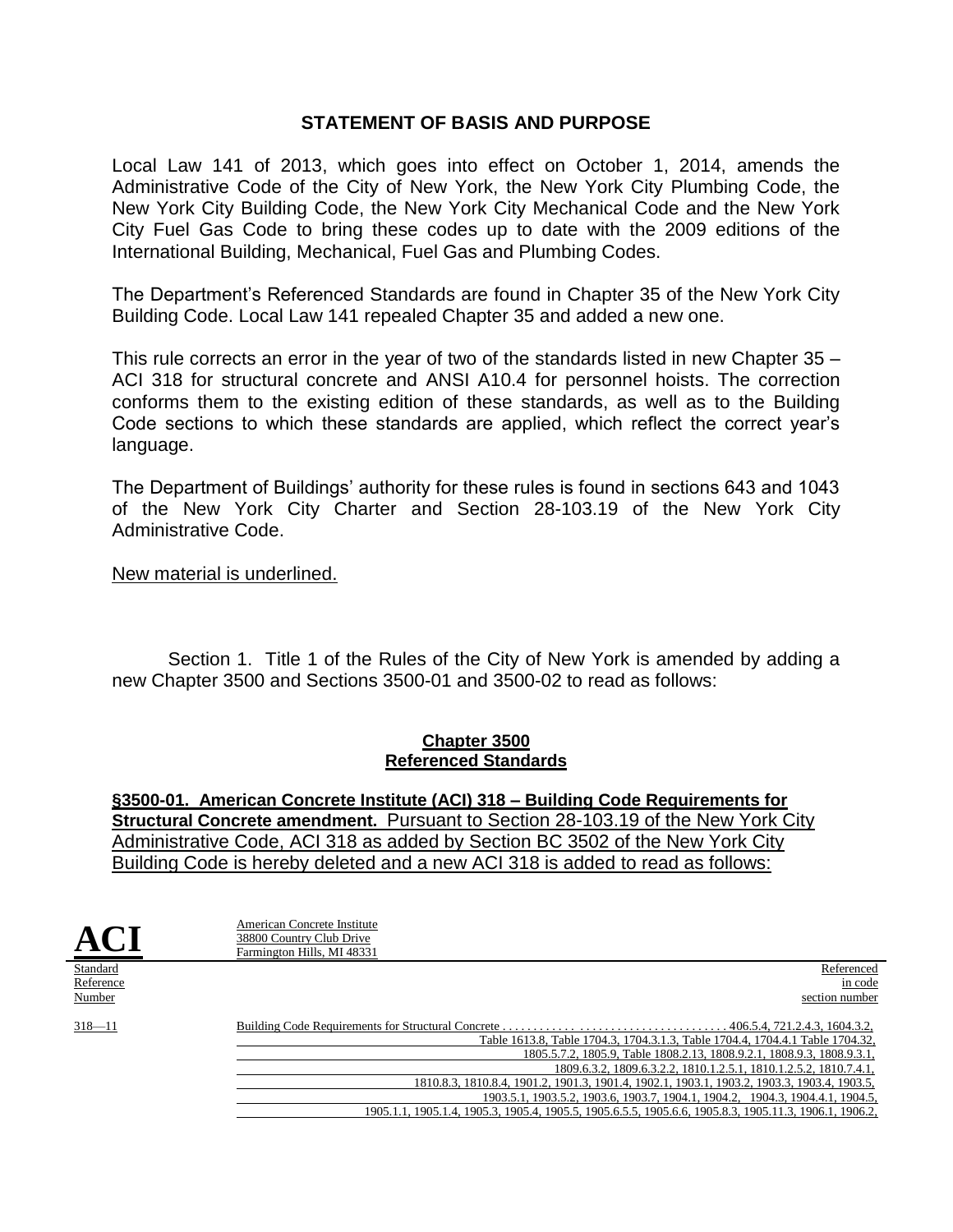## STATEMENT OF BASIS AND PURPOSE

Local Law 141 of 2013, which goes into effect on October 1, 2014, amends the Administrative Code of the City of New York, the New York City Plumbing Code, the New York City Building Code, the New York City Mechanical Code and the New York City Fuel Gas Code to bring these codes up to date with the 2009 editions of the International Building, Mechanical, Fuel Gas and Plumbing Codes.

The Department's Referenced Standards are found in Chapter 35 of the New York City Building Code. Local Law 141 repealed Chapter 35 and added a new one.

This rule corrects an error in the year of two of the standards listed in new Chapter 35 – ACI 318 for structural concrete and ANSI A10.4 for personnel hoists. The correction conforms them to the existing edition of these standards, as well as to the Building Code sections to which these standards are applied, which reflect the correct year's language.

The Department of Buildings' authority for these rules is found in sections 643 and 1043 of the New York City Charter and Section 28-103.19 of the New York City Administrative Code.

New material is underlined.

Section 1. Title 1 of the Rules of the City of New York is amended by adding a new Chapter 3500 and Sections 3500-01 and 3500-02 to read as follows:

### Chapter 3500
### Referenced Standards

**§3500-01. American Concrete Institute (ACI) 318 – Building Code Requirements for Structural Concrete amendment.** Pursuant to Section 28-103.19 of the New York City Administrative Code, ACI 318 as added by Section BC 3502 of the New York City Building Code is hereby deleted and a new ACI 318 is added to read as follows:

**ACI**

American Concrete Institute
38800 Country Club Drive
Farmington Hills, MI 48331

| Standard Reference Number | | Referenced in code section number |
|---|---|---|
| 318—11 | Building Code Requirements for Structural Concrete | 406.5.4, 721.2.4.3, 1604.3.2, Table 1613.8, Table 1704.3, 1704.3.1.3, Table 1704.4, 1704.4.1 Table 1704.32, 1805.5.7.2, 1805.9, Table 1808.2.13, 1808.9.2.1, 1808.9.3, 1808.9.3.1, 1809.6.3.2, 1809.6.3.2.2, 1810.1.2.5.1, 1810.1.2.5.2, 1810.7.4.1, 1810.8.3, 1810.8.4, 1901.2, 1901.3, 1901.4, 1902.1, 1903.1, 1903.2, 1903.3, 1903.4, 1903.5, 1903.5.1, 1903.5.2, 1903.6, 1903.7, 1904.1, 1904.2, 1904.3, 1904.4.1, 1904.5, 1905.1.1, 1905.1.4, 1905.3, 1905.4, 1905.5, 1905.6.5.5, 1905.6.6, 1905.8.3, 1905.11.3, 1906.1, 1906.2, |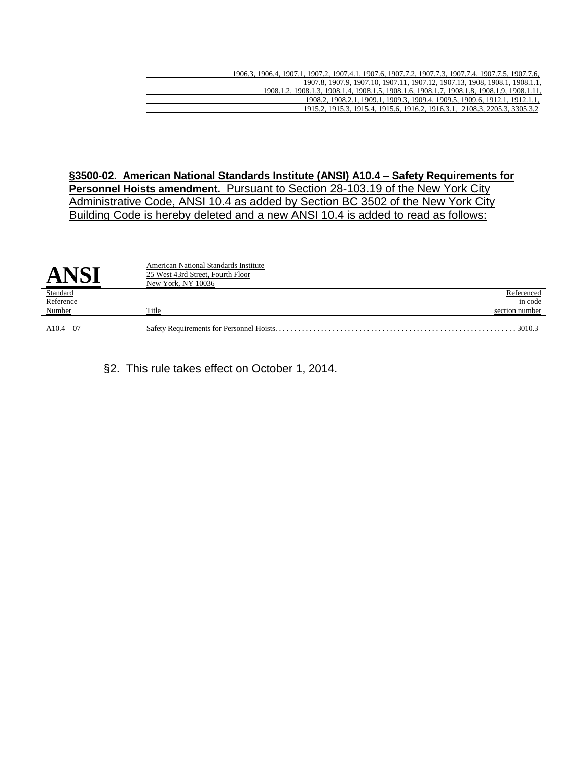1906.3, 1906.4, 1907.1, 1907.2, 1907.4.1, 1907.6, 1907.7.2, 1907.7.3, 1907.7.4, 1907.7.5, 1907.7.6,
1907.8, 1907.9, 1907.10, 1907.11, 1907.12, 1907.13, 1908, 1908.1, 1908.1.1,
1908.1.2, 1908.1.3, 1908.1.4, 1908.1.5, 1908.1.6, 1908.1.7, 1908.1.8, 1908.1.9, 1908.1.11,
1908.2, 1908.2.1, 1909.1, 1909.3, 1909.4, 1909.5, 1909.6, 1912.1, 1912.1.1,
1915.2, 1915.3, 1915.4, 1915.6, 1916.2, 1916.3.1, 2108.3, 2205.3, 3305.3.2

**§3500-02. American National Standards Institute (ANSI) A10.4 – Safety Requirements for Personnel Hoists amendment.** Pursuant to Section 28-103.19 of the New York City Administrative Code, ANSI 10.4 as added by Section BC 3502 of the New York City Building Code is hereby deleted and a new ANSI 10.4 is added to read as follows:

**ANSI**

American National Standards Institute
25 West 43rd Street, Fourth Floor
New York, NY 10036

| Standard Reference Number | Title | Referenced in code section number |
|---|---|---|
| A10.4—07 | Safety Requirements for Personnel Hoists | 3010.3 |

§2. This rule takes effect on October 1, 2014.